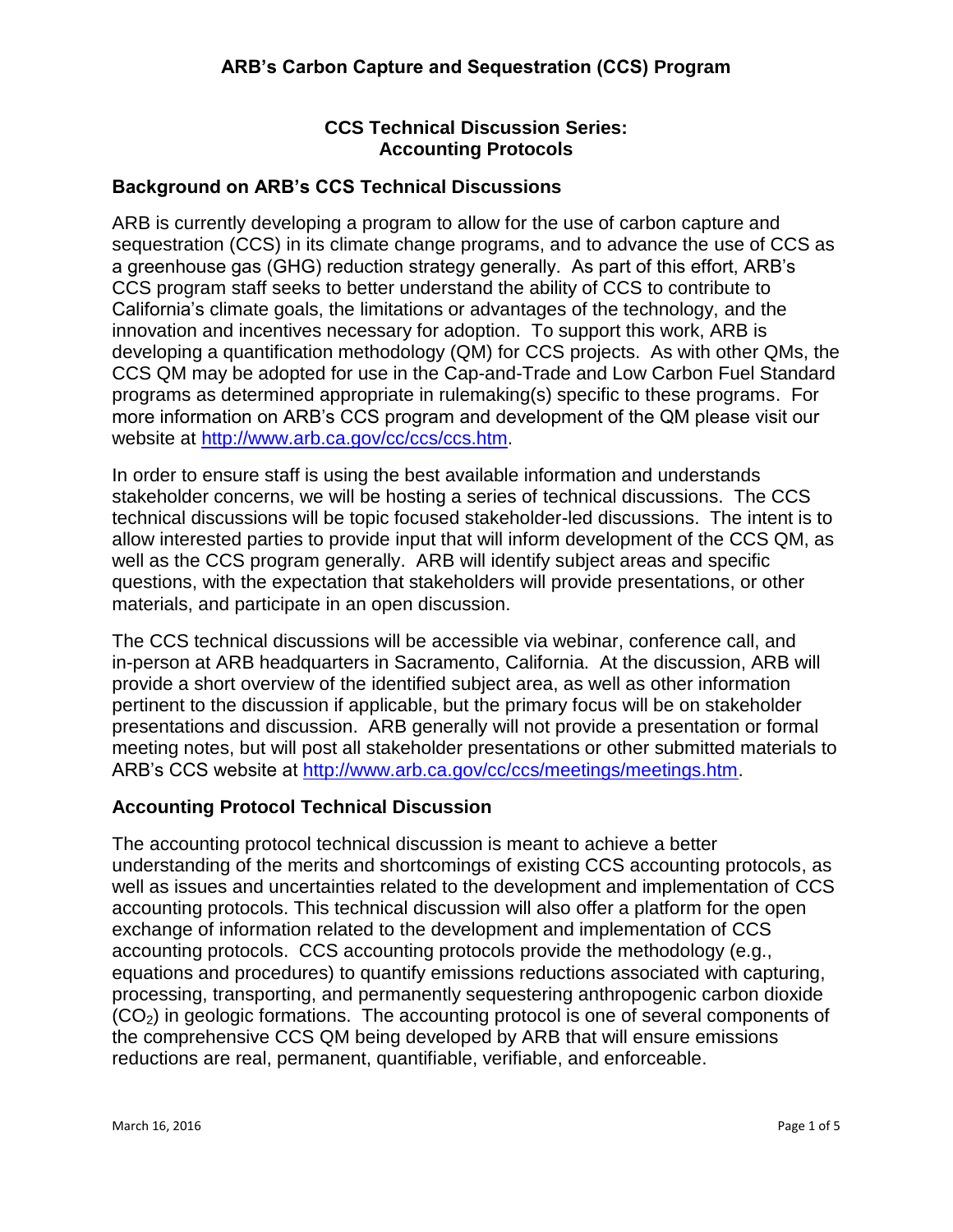# ARB's Carbon Capture and Sequestration (CCS) Program

## CCS Technical Discussion Series: Accounting Protocols

### Background on ARB's CCS Technical Discussions

ARB is currently developing a program to allow for the use of carbon capture and sequestration (CCS) in its climate change programs, and to advance the use of CCS as a greenhouse gas (GHG) reduction strategy generally. As part of this effort, ARB's CCS program staff seeks to better understand the ability of CCS to contribute to California's climate goals, the limitations or advantages of the technology, and the innovation and incentives necessary for adoption. To support this work, ARB is developing a quantification methodology (QM) for CCS projects. As with other QMs, the CCS QM may be adopted for use in the Cap-and-Trade and Low Carbon Fuel Standard programs as determined appropriate in rulemaking(s) specific to these programs. For more information on ARB's CCS program and development of the QM please visit our website at http://www.arb.ca.gov/cc/ccs/ccs.htm.

In order to ensure staff is using the best available information and understands stakeholder concerns, we will be hosting a series of technical discussions. The CCS technical discussions will be topic focused stakeholder-led discussions. The intent is to allow interested parties to provide input that will inform development of the CCS QM, as well as the CCS program generally. ARB will identify subject areas and specific questions, with the expectation that stakeholders will provide presentations, or other materials, and participate in an open discussion.

The CCS technical discussions will be accessible via webinar, conference call, and in-person at ARB headquarters in Sacramento, California. At the discussion, ARB will provide a short overview of the identified subject area, as well as other information pertinent to the discussion if applicable, but the primary focus will be on stakeholder presentations and discussion. ARB generally will not provide a presentation or formal meeting notes, but will post all stakeholder presentations or other submitted materials to ARB's CCS website at http://www.arb.ca.gov/cc/ccs/meetings/meetings.htm.

### Accounting Protocol Technical Discussion

The accounting protocol technical discussion is meant to achieve a better understanding of the merits and shortcomings of existing CCS accounting protocols, as well as issues and uncertainties related to the development and implementation of CCS accounting protocols. This technical discussion will also offer a platform for the open exchange of information related to the development and implementation of CCS accounting protocols. CCS accounting protocols provide the methodology (e.g., equations and procedures) to quantify emissions reductions associated with capturing, processing, transporting, and permanently sequestering anthropogenic carbon dioxide ($CO_2$) in geologic formations. The accounting protocol is one of several components of the comprehensive CCS QM being developed by ARB that will ensure emissions reductions are real, permanent, quantifiable, verifiable, and enforceable.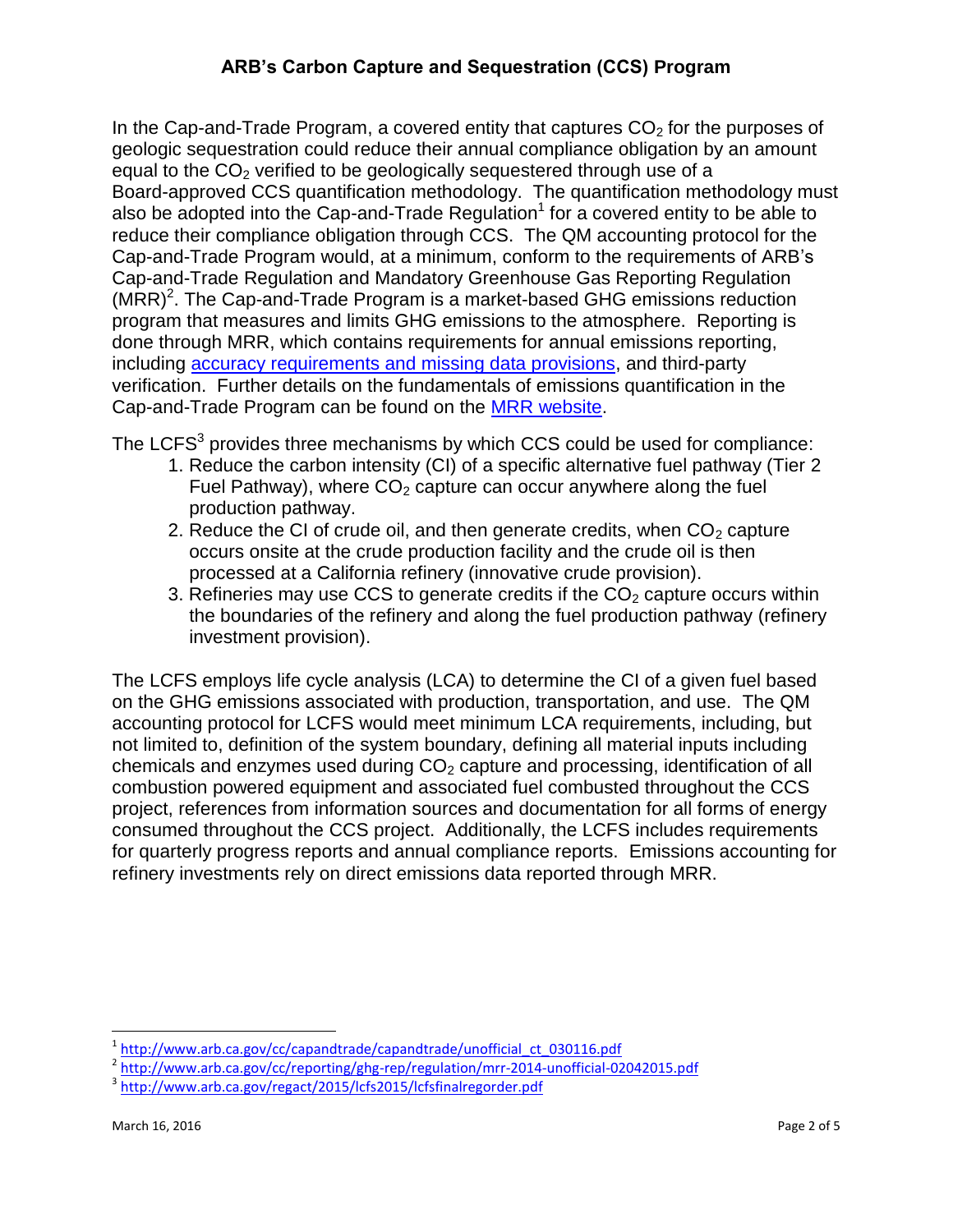## ARB's Carbon Capture and Sequestration (CCS) Program

In the Cap-and-Trade Program, a covered entity that captures $CO_2$ for the purposes of geologic sequestration could reduce their annual compliance obligation by an amount equal to the $CO_2$ verified to be geologically sequestered through use of a Board-approved CCS quantification methodology. The quantification methodology must also be adopted into the Cap-and-Trade Regulation[1] for a covered entity to be able to reduce their compliance obligation through CCS. The QM accounting protocol for the Cap-and-Trade Program would, at a minimum, conform to the requirements of ARB's Cap-and-Trade Regulation and Mandatory Greenhouse Gas Reporting Regulation (MRR)[2]. The Cap-and-Trade Program is a market-based GHG emissions reduction program that measures and limits GHG emissions to the atmosphere. Reporting is done through MRR, which contains requirements for annual emissions reporting, including accuracy requirements and missing data provisions, and third-party verification. Further details on the fundamentals of emissions quantification in the Cap-and-Trade Program can be found on the MRR website.

The LCFS[3] provides three mechanisms by which CCS could be used for compliance:

1. Reduce the carbon intensity (CI) of a specific alternative fuel pathway (Tier 2 Fuel Pathway), where $CO_2$ capture can occur anywhere along the fuel production pathway.
2. Reduce the CI of crude oil, and then generate credits, when $CO_2$ capture occurs onsite at the crude production facility and the crude oil is then processed at a California refinery (innovative crude provision).
3. Refineries may use CCS to generate credits if the $CO_2$ capture occurs within the boundaries of the refinery and along the fuel production pathway (refinery investment provision).

The LCFS employs life cycle analysis (LCA) to determine the CI of a given fuel based on the GHG emissions associated with production, transportation, and use. The QM accounting protocol for LCFS would meet minimum LCA requirements, including, but not limited to, definition of the system boundary, defining all material inputs including chemicals and enzymes used during $CO_2$ capture and processing, identification of all combustion powered equipment and associated fuel combusted throughout the CCS project, references from information sources and documentation for all forms of energy consumed throughout the CCS project. Additionally, the LCFS includes requirements for quarterly progress reports and annual compliance reports. Emissions accounting for refinery investments rely on direct emissions data reported through MRR.

---

[1] http://www.arb.ca.gov/cc/capandtrade/capandtrade/unofficial_ct_030116.pdf

[2] http://www.arb.ca.gov/cc/reporting/ghg-rep/regulation/mrr-2014-unofficial-02042015.pdf

[3] http://www.arb.ca.gov/regact/2015/lcfs2015/lcfsfinalregorder.pdf

March 16, 2016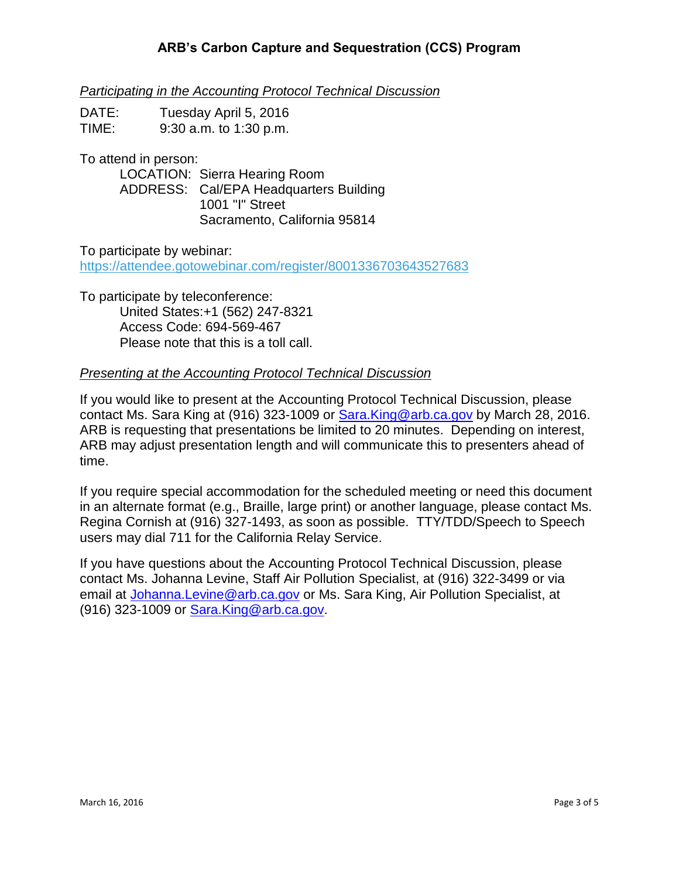## ARB's Carbon Capture and Sequestration (CCS) Program

*Participating in the Accounting Protocol Technical Discussion*

DATE: Tuesday April 5, 2016
TIME: 9:30 a.m. to 1:30 p.m.

To attend in person:

LOCATION: Sierra Hearing Room
ADDRESS: Cal/EPA Headquarters Building
1001 "I" Street
Sacramento, California 95814

To participate by webinar:
https://attendee.gotowebinar.com/register/8001336703643527683

To participate by teleconference:

United States:+1 (562) 247-8321
Access Code: 694-569-467
Please note that this is a toll call.

*Presenting at the Accounting Protocol Technical Discussion*

If you would like to present at the Accounting Protocol Technical Discussion, please contact Ms. Sara King at (916) 323-1009 or Sara.King@arb.ca.gov by March 28, 2016. ARB is requesting that presentations be limited to 20 minutes. Depending on interest, ARB may adjust presentation length and will communicate this to presenters ahead of time.

If you require special accommodation for the scheduled meeting or need this document in an alternate format (e.g., Braille, large print) or another language, please contact Ms. Regina Cornish at (916) 327-1493, as soon as possible. TTY/TDD/Speech to Speech users may dial 711 for the California Relay Service.

If you have questions about the Accounting Protocol Technical Discussion, please contact Ms. Johanna Levine, Staff Air Pollution Specialist, at (916) 322-3499 or via email at Johanna.Levine@arb.ca.gov or Ms. Sara King, Air Pollution Specialist, at (916) 323-1009 or Sara.King@arb.ca.gov.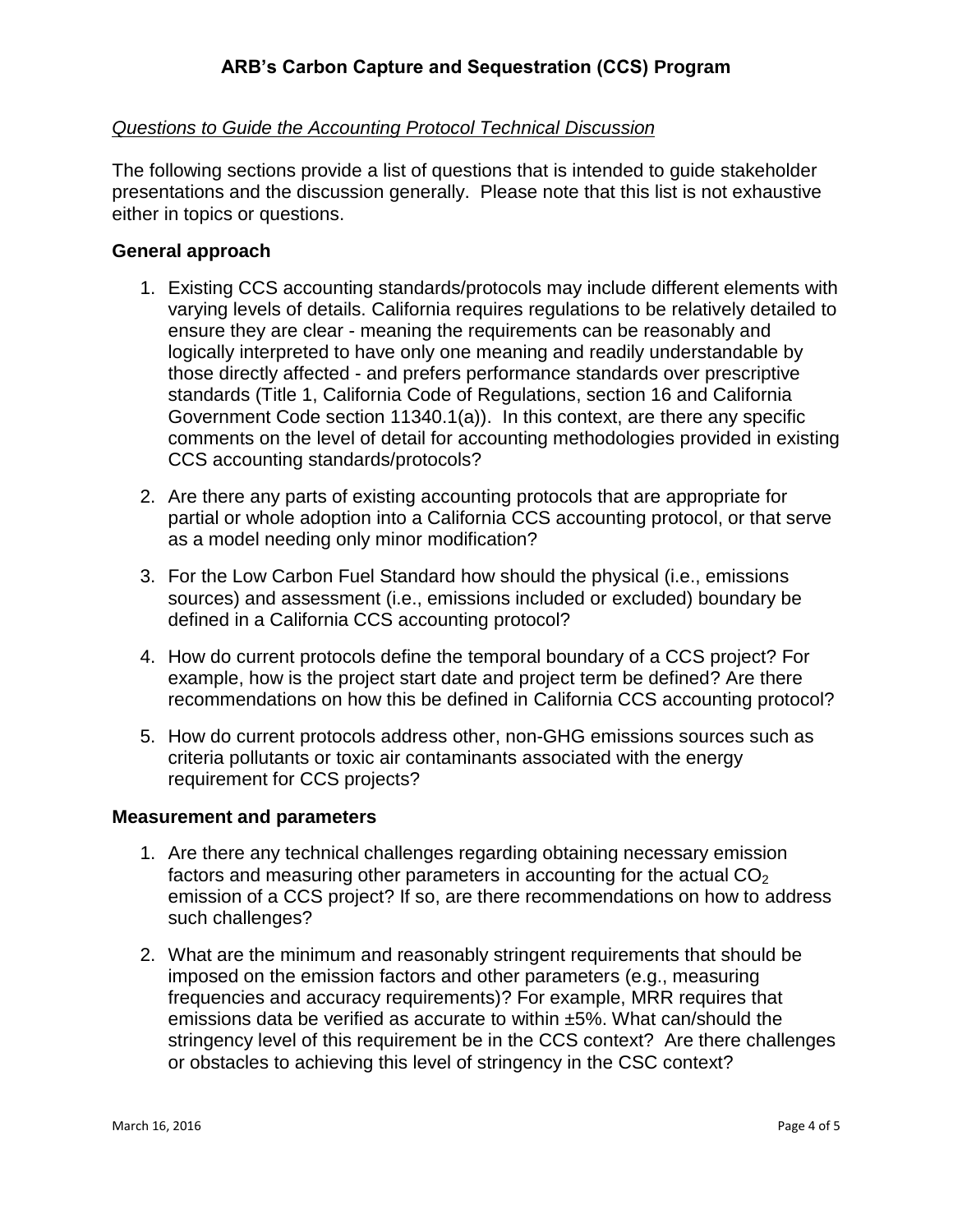## ARB's Carbon Capture and Sequestration (CCS) Program

*Questions to Guide the Accounting Protocol Technical Discussion*

The following sections provide a list of questions that is intended to guide stakeholder presentations and the discussion generally. Please note that this list is not exhaustive either in topics or questions.

### General approach

1. Existing CCS accounting standards/protocols may include different elements with varying levels of details. California requires regulations to be relatively detailed to ensure they are clear - meaning the requirements can be reasonably and logically interpreted to have only one meaning and readily understandable by those directly affected - and prefers performance standards over prescriptive standards (Title 1, California Code of Regulations, section 16 and California Government Code section 11340.1(a)). In this context, are there any specific comments on the level of detail for accounting methodologies provided in existing CCS accounting standards/protocols?

2. Are there any parts of existing accounting protocols that are appropriate for partial or whole adoption into a California CCS accounting protocol, or that serve as a model needing only minor modification?

3. For the Low Carbon Fuel Standard how should the physical (i.e., emissions sources) and assessment (i.e., emissions included or excluded) boundary be defined in a California CCS accounting protocol?

4. How do current protocols define the temporal boundary of a CCS project? For example, how is the project start date and project term be defined? Are there recommendations on how this be defined in California CCS accounting protocol?

5. How do current protocols address other, non-GHG emissions sources such as criteria pollutants or toxic air contaminants associated with the energy requirement for CCS projects?

### Measurement and parameters

1. Are there any technical challenges regarding obtaining necessary emission factors and measuring other parameters in accounting for the actual $CO_2$ emission of a CCS project? If so, are there recommendations on how to address such challenges?

2. What are the minimum and reasonably stringent requirements that should be imposed on the emission factors and other parameters (e.g., measuring frequencies and accuracy requirements)? For example, MRR requires that emissions data be verified as accurate to within ±5%. What can/should the stringency level of this requirement be in the CCS context? Are there challenges or obstacles to achieving this level of stringency in the CSC context?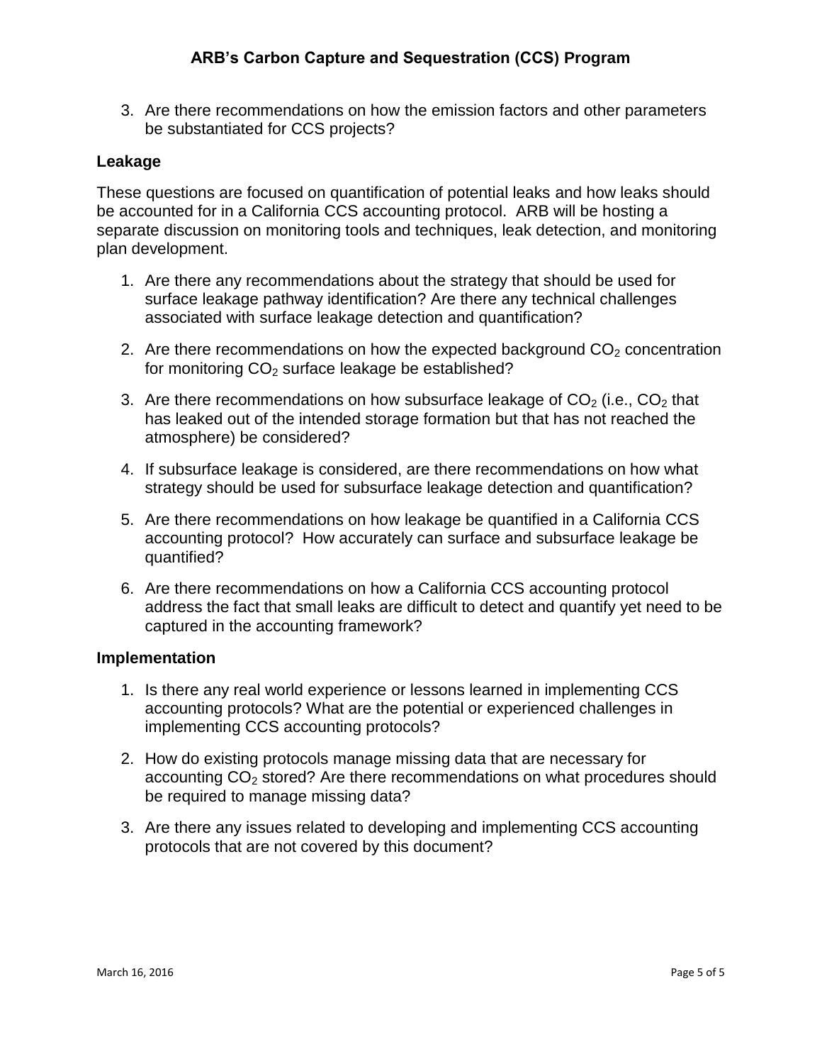3. Are there recommendations on how the emission factors and other parameters be substantiated for CCS projects?

### Leakage

These questions are focused on quantification of potential leaks and how leaks should be accounted for in a California CCS accounting protocol. ARB will be hosting a separate discussion on monitoring tools and techniques, leak detection, and monitoring plan development.

1. Are there any recommendations about the strategy that should be used for surface leakage pathway identification? Are there any technical challenges associated with surface leakage detection and quantification?

2. Are there recommendations on how the expected background $CO_2$ concentration for monitoring $CO_2$ surface leakage be established?

3. Are there recommendations on how subsurface leakage of $CO_2$ (i.e., $CO_2$ that has leaked out of the intended storage formation but that has not reached the atmosphere) be considered?

4. If subsurface leakage is considered, are there recommendations on how what strategy should be used for subsurface leakage detection and quantification?

5. Are there recommendations on how leakage be quantified in a California CCS accounting protocol? How accurately can surface and subsurface leakage be quantified?

6. Are there recommendations on how a California CCS accounting protocol address the fact that small leaks are difficult to detect and quantify yet need to be captured in the accounting framework?

### Implementation

1. Is there any real world experience or lessons learned in implementing CCS accounting protocols? What are the potential or experienced challenges in implementing CCS accounting protocols?

2. How do existing protocols manage missing data that are necessary for accounting $CO_2$ stored? Are there recommendations on what procedures should be required to manage missing data?

3. Are there any issues related to developing and implementing CCS accounting protocols that are not covered by this document?